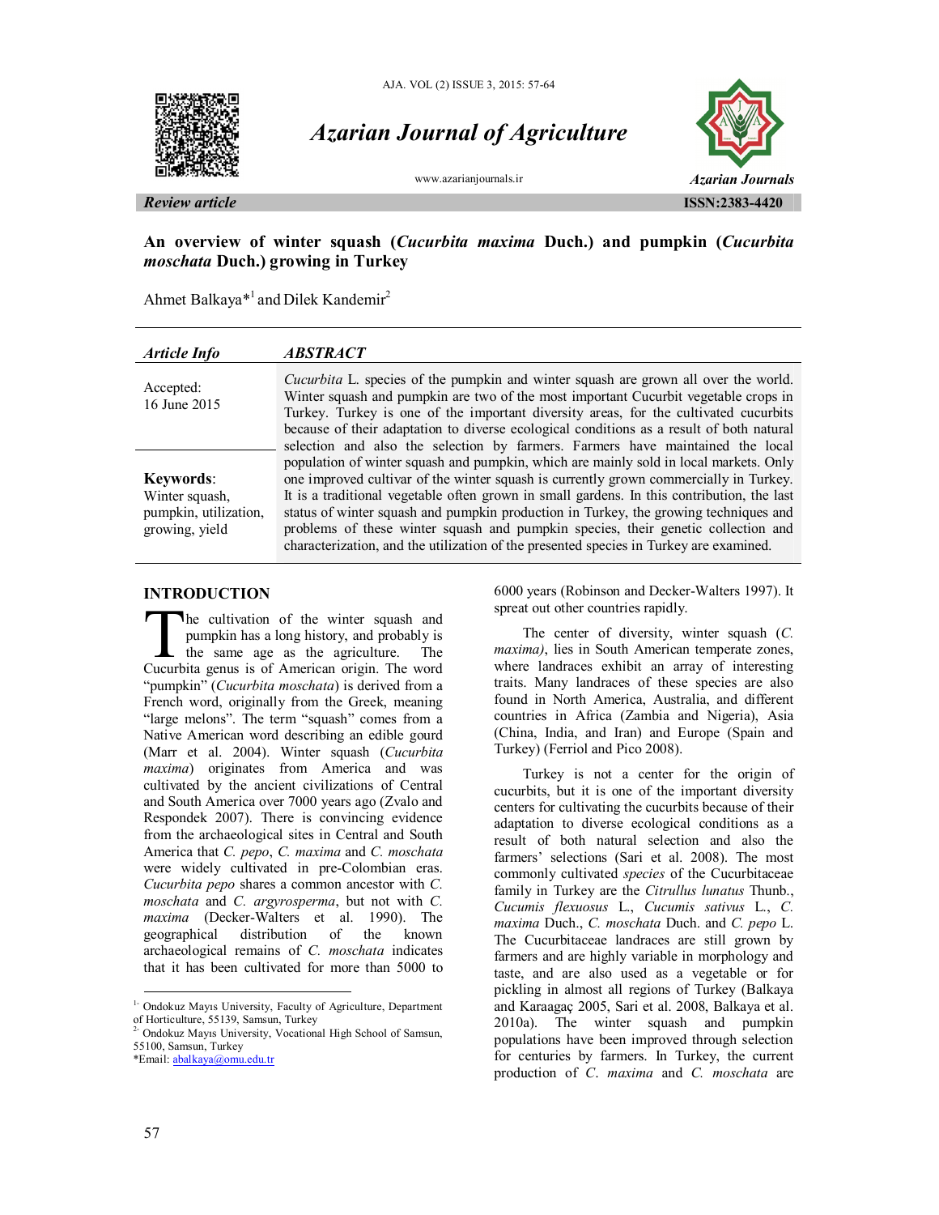*Review article*

# An overview of winter squash (*Cucurbita maxima* Duch.) and pumpkin (*Cucurbita moschata* Duch.) growing in Turkey

Ahmet Balkaya*[1] and Dilek Kandemir[2]

**Article Info**

Accepted:
16 June 2015

**Keywords**:
Winter squash, pumpkin, utilization, growing, yield

**ABSTRACT**

*Cucurbita* L. species of the pumpkin and winter squash are grown all over the world. Winter squash and pumpkin are two of the most important Cucurbit vegetable crops in Turkey. Turkey is one of the important diversity areas, for the cultivated cucurbits because of their adaptation to diverse ecological conditions as a result of both natural selection and also the selection by farmers. Farmers have maintained the local population of winter squash and pumpkin, which are mainly sold in local markets. Only one improved cultivar of the winter squash is currently grown commercially in Turkey. It is a traditional vegetable often grown in small gardens. In this contribution, the last status of winter squash and pumpkin production in Turkey, the growing techniques and problems of these winter squash and pumpkin species, their genetic collection and characterization, and the utilization of the presented species in Turkey are examined.

## INTRODUCTION

The cultivation of the winter squash and pumpkin has a long history, and probably is the same age as the agriculture. The Cucurbita genus is of American origin. The word "pumpkin" (*Cucurbita moschata*) is derived from a French word, originally from the Greek, meaning "large melons". The term "squash" comes from a Native American word describing an edible gourd (Marr et al. 2004). Winter squash (*Cucurbita maxima*) originates from America and was cultivated by the ancient civilizations of Central and South America over 7000 years ago (Zvalo and Respondek 2007). There is convincing evidence from the archaeological sites in Central and South America that *C. pepo*, *C. maxima* and *C. moschata* were widely cultivated in pre-Colombian eras. *Cucurbita pepo* shares a common ancestor with *C. moschata* and *C. argyrosperma*, but not with *C. maxima* (Decker-Walters et al. 1990). The geographical distribution of the known archaeological remains of *C. moschata* indicates that it has been cultivated for more than 5000 to 6000 years (Robinson and Decker-Walters 1997). It spreat out other countries rapidly.

The center of diversity, winter squash (*C. maxima)*, lies in South American temperate zones, where landraces exhibit an array of interesting traits. Many landraces of these species are also found in North America, Australia, and different countries in Africa (Zambia and Nigeria), Asia (China, India, and Iran) and Europe (Spain and Turkey) (Ferriol and Pico 2008).

Turkey is not a center for the origin of cucurbits, but it is one of the important diversity centers for cultivating the cucurbits because of their adaptation to diverse ecological conditions as a result of both natural selection and also the farmers' selections (Sari et al. 2008). The most commonly cultivated *species* of the Cucurbitaceae family in Turkey are the *Citrullus lunatus* Thunb., *Cucumis flexuosus* L., *Cucumis sativus* L., *C. maxima* Duch., *C. moschata* Duch. and *C. pepo* L. The Cucurbitaceae landraces are still grown by farmers and are highly variable in morphology and taste, and are also used as a vegetable or for pickling in almost all regions of Turkey (Balkaya and Karaagaç 2005, Sari et al. 2008, Balkaya et al. 2010a). The winter squash and pumpkin populations have been improved through selection for centuries by farmers. In Turkey, the current production of *C. maxima* and *C. moschata* are

---

[1] Ondokuz Mayıs University, Faculty of Agriculture, Department of Horticulture, 55139, Samsun, Turkey

[2] Ondokuz Mayıs University, Vocational High School of Samsun, 55100, Samsun, Turkey

*Email: abalkaya@omu.edu.tr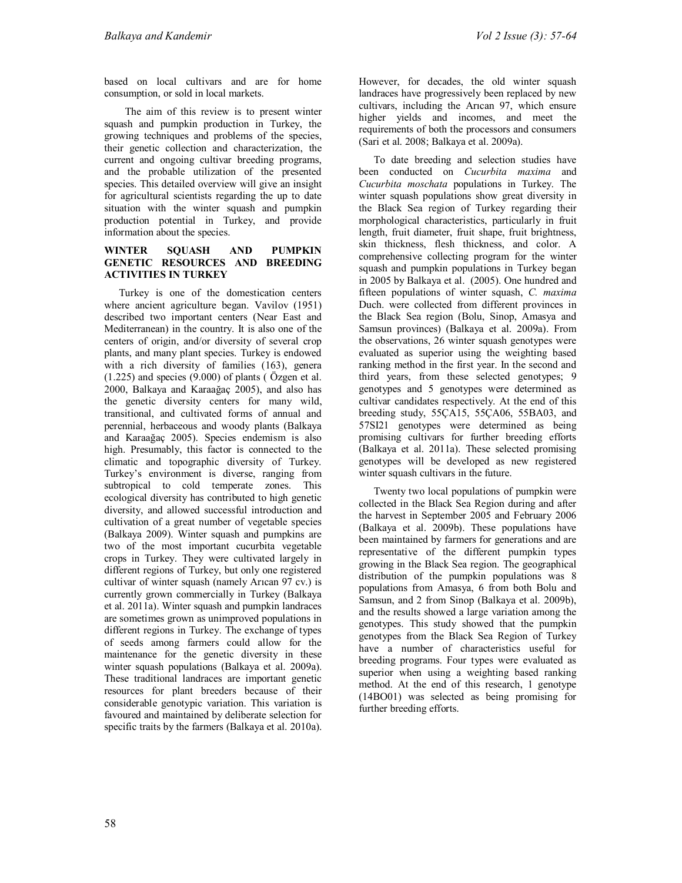based on local cultivars and are for home consumption, or sold in local markets.

The aim of this review is to present winter squash and pumpkin production in Turkey, the growing techniques and problems of the species, their genetic collection and characterization, the current and ongoing cultivar breeding programs, and the probable utilization of the presented species. This detailed overview will give an insight for agricultural scientists regarding the up to date situation with the winter squash and pumpkin production potential in Turkey, and provide information about the species.

## WINTER SQUASH AND PUMPKIN GENETIC RESOURCES AND BREEDING ACTIVITIES IN TURKEY

Turkey is one of the domestication centers where ancient agriculture began. Vavilov (1951) described two important centers (Near East and Mediterranean) in the country. It is also one of the centers of origin, and/or diversity of several crop plants, and many plant species. Turkey is endowed with a rich diversity of families (163), genera (1.225) and species (9.000) of plants ( Özgen et al. 2000, Balkaya and Karaağaç 2005), and also has the genetic diversity centers for many wild, transitional, and cultivated forms of annual and perennial, herbaceous and woody plants (Balkaya and Karaağaç 2005). Species endemism is also high. Presumably, this factor is connected to the climatic and topographic diversity of Turkey. Turkey's environment is diverse, ranging from subtropical to cold temperate zones. This ecological diversity has contributed to high genetic diversity, and allowed successful introduction and cultivation of a great number of vegetable species (Balkaya 2009). Winter squash and pumpkins are two of the most important cucurbita vegetable crops in Turkey. They were cultivated largely in different regions of Turkey, but only one registered cultivar of winter squash (namely Arıcan 97 cv.) is currently grown commercially in Turkey (Balkaya et al. 2011a). Winter squash and pumpkin landraces are sometimes grown as unimproved populations in different regions in Turkey. The exchange of types of seeds among farmers could allow for the maintenance for the genetic diversity in these winter squash populations (Balkaya et al. 2009a). These traditional landraces are important genetic resources for plant breeders because of their considerable genotypic variation. This variation is favoured and maintained by deliberate selection for specific traits by the farmers (Balkaya et al. 2010a). However, for decades, the old winter squash landraces have progressively been replaced by new cultivars, including the Arıcan 97, which ensure higher yields and incomes, and meet the requirements of both the processors and consumers (Sari et al. 2008; Balkaya et al. 2009a).

To date breeding and selection studies have been conducted on *Cucurbita maxima* and *Cucurbita moschata* populations in Turkey. The winter squash populations show great diversity in the Black Sea region of Turkey regarding their morphological characteristics, particularly in fruit length, fruit diameter, fruit shape, fruit brightness, skin thickness, flesh thickness, and color. A comprehensive collecting program for the winter squash and pumpkin populations in Turkey began in 2005 by Balkaya et al. (2005). One hundred and fifteen populations of winter squash, *C. maxima* Duch. were collected from different provinces in the Black Sea region (Bolu, Sinop, Amasya and Samsun provinces) (Balkaya et al. 2009a). From the observations, 26 winter squash genotypes were evaluated as superior using the weighting based ranking method in the first year. In the second and third years, from these selected genotypes; 9 genotypes and 5 genotypes were determined as cultivar candidates respectively. At the end of this breeding study, 55ÇA15, 55ÇA06, 55BA03, and 57SI21 genotypes were determined as being promising cultivars for further breeding efforts (Balkaya et al. 2011a). These selected promising genotypes will be developed as new registered winter squash cultivars in the future.

Twenty two local populations of pumpkin were collected in the Black Sea Region during and after the harvest in September 2005 and February 2006 (Balkaya et al. 2009b). These populations have been maintained by farmers for generations and are representative of the different pumpkin types growing in the Black Sea region. The geographical distribution of the pumpkin populations was 8 populations from Amasya, 6 from both Bolu and Samsun, and 2 from Sinop (Balkaya et al. 2009b), and the results showed a large variation among the genotypes. This study showed that the pumpkin genotypes from the Black Sea Region of Turkey have a number of characteristics useful for breeding programs. Four types were evaluated as superior when using a weighting based ranking method. At the end of this research, 1 genotype (14BO01) was selected as being promising for further breeding efforts.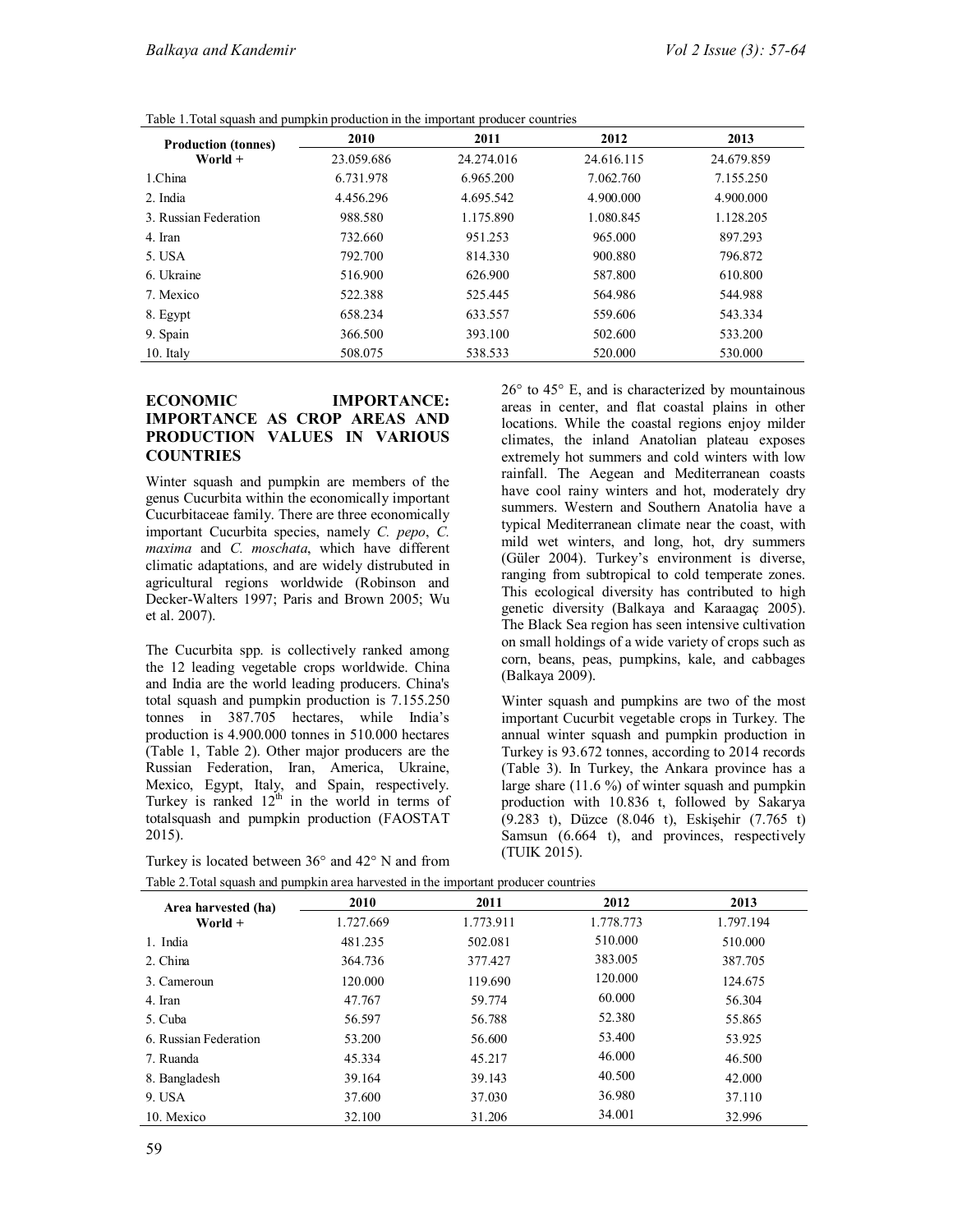Table 1.Total squash and pumpkin production in the important producer countries

| Production (tonnes) | 2010 | 2011 | 2012 | 2013 |
|---|---|---|---|---|
| World + | 23.059.686 | 24.274.016 | 24.616.115 | 24.679.859 |
| 1.China | 6.731.978 | 6.965.200 | 7.062.760 | 7.155.250 |
| 2. India | 4.456.296 | 4.695.542 | 4.900.000 | 4.900.000 |
| 3. Russian Federation | 988.580 | 1.175.890 | 1.080.845 | 1.128.205 |
| 4. Iran | 732.660 | 951.253 | 965.000 | 897.293 |
| 5. USA | 792.700 | 814.330 | 900.880 | 796.872 |
| 6. Ukraine | 516.900 | 626.900 | 587.800 | 610.800 |
| 7. Mexico | 522.388 | 525.445 | 564.986 | 544.988 |
| 8. Egypt | 658.234 | 633.557 | 559.606 | 543.334 |
| 9. Spain | 366.500 | 393.100 | 502.600 | 533.200 |
| 10. Italy | 508.075 | 538.533 | 520.000 | 530.000 |

## ECONOMIC IMPORTANCE: IMPORTANCE AS CROP AREAS AND PRODUCTION VALUES IN VARIOUS COUNTRIES

Winter squash and pumpkin are members of the genus Cucurbita within the economically important Cucurbitaceae family. There are three economically important Cucurbita species, namely *C. pepo*, *C. maxima* and *C. moschata*, which have different climatic adaptations, and are widely distrubuted in agricultural regions worldwide (Robinson and Decker-Walters 1997; Paris and Brown 2005; Wu et al. 2007).

The Cucurbita spp. is collectively ranked among the 12 leading vegetable crops worldwide. China and India are the world leading producers. China's total squash and pumpkin production is 7.155.250 tonnes in 387.705 hectares, while India's production is 4.900.000 tonnes in 510.000 hectares (Table 1, Table 2). Other major producers are the Russian Federation, Iran, America, Ukraine, Mexico, Egypt, Italy, and Spain, respectively. Turkey is ranked 12[th] in the world in terms of totalsquash and pumpkin production (FAOSTAT 2015).

Turkey is located between 36° and 42° N and from 26° to 45° E, and is characterized by mountainous areas in center, and flat coastal plains in other locations. While the coastal regions enjoy milder climates, the inland Anatolian plateau exposes extremely hot summers and cold winters with low rainfall. The Aegean and Mediterranean coasts have cool rainy winters and hot, moderately dry summers. Western and Southern Anatolia have a typical Mediterranean climate near the coast, with mild wet winters, and long, hot, dry summers (Güler 2004). Turkey's environment is diverse, ranging from subtropical to cold temperate zones. This ecological diversity has contributed to high genetic diversity (Balkaya and Karaagaç 2005). The Black Sea region has seen intensive cultivation on small holdings of a wide variety of crops such as corn, beans, peas, pumpkins, kale, and cabbages (Balkaya 2009).

Winter squash and pumpkins are two of the most important Cucurbit vegetable crops in Turkey. The annual winter squash and pumpkin production in Turkey is 93.672 tonnes, according to 2014 records (Table 3). In Turkey, the Ankara province has a large share (11.6 %) of winter squash and pumpkin production with 10.836 t, followed by Sakarya (9.283 t), Düzce (8.046 t), Eskişehir (7.765 t) Samsun (6.664 t), and provinces, respectively (TUIK 2015).

Table 2.Total squash and pumpkin area harvested in the important producer countries

| Area harvested (ha) | 2010 | 2011 | 2012 | 2013 |
|---|---|---|---|---|
| World + | 1.727.669 | 1.773.911 | 1.778.773 | 1.797.194 |
| 1. India | 481.235 | 502.081 | 510.000 | 510.000 |
| 2. China | 364.736 | 377.427 | 383.005 | 387.705 |
| 3. Cameroun | 120.000 | 119.690 | 120.000 | 124.675 |
| 4. Iran | 47.767 | 59.774 | 60.000 | 56.304 |
| 5. Cuba | 56.597 | 56.788 | 52.380 | 55.865 |
| 6. Russian Federation | 53.200 | 56.600 | 53.400 | 53.925 |
| 7. Ruanda | 45.334 | 45.217 | 46.000 | 46.500 |
| 8. Bangladesh | 39.164 | 39.143 | 40.500 | 42.000 |
| 9. USA | 37.600 | 37.030 | 36.980 | 37.110 |
| 10. Mexico | 32.100 | 31.206 | 34.001 | 32.996 |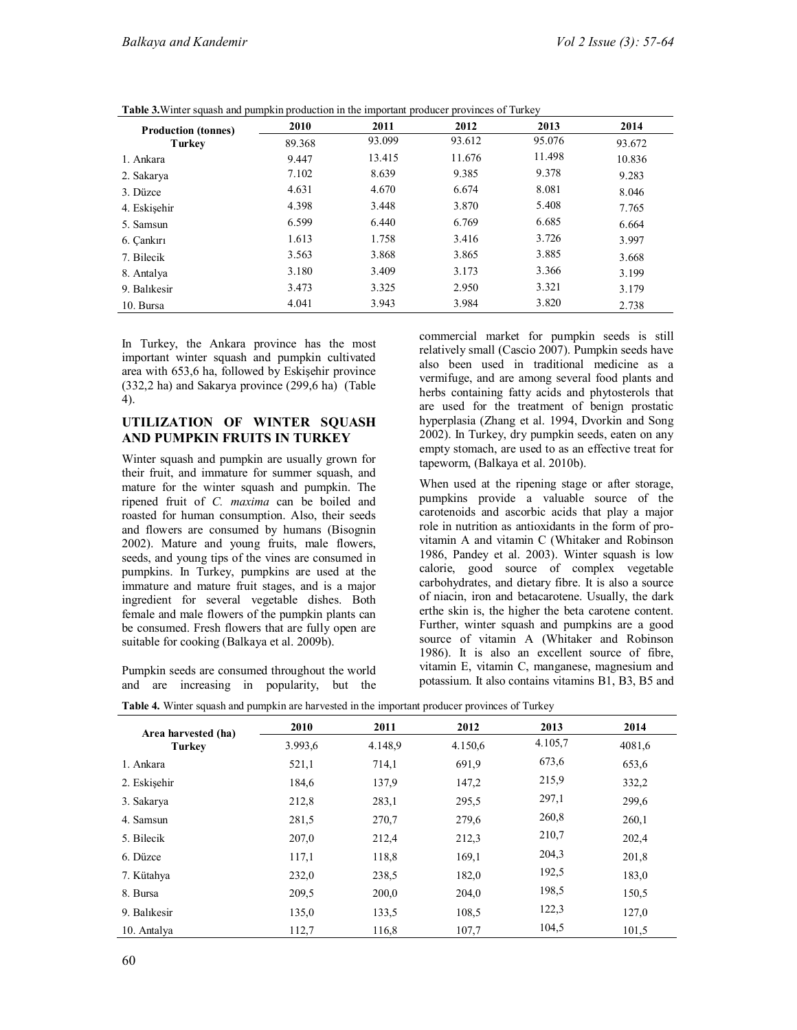**Table 3.**Winter squash and pumpkin production in the important producer provinces of Turkey

| Production (tonnes) | 2010 | 2011 | 2012 | 2013 | 2014 |
|---|---|---|---|---|---|
| **Turkey** | 89.368 | 93.099 | 93.612 | 95.076 | 93.672 |
| 1. Ankara | 9.447 | 13.415 | 11.676 | 11.498 | 10.836 |
| 2. Sakarya | 7.102 | 8.639 | 9.385 | 9.378 | 9.283 |
| 3. Düzce | 4.631 | 4.670 | 6.674 | 8.081 | 8.046 |
| 4. Eskişehir | 4.398 | 3.448 | 3.870 | 5.408 | 7.765 |
| 5. Samsun | 6.599 | 6.440 | 6.769 | 6.685 | 6.664 |
| 6. Çankırı | 1.613 | 1.758 | 3.416 | 3.726 | 3.997 |
| 7. Bilecik | 3.563 | 3.868 | 3.865 | 3.885 | 3.668 |
| 8. Antalya | 3.180 | 3.409 | 3.173 | 3.366 | 3.199 |
| 9. Balıkesir | 3.473 | 3.325 | 2.950 | 3.321 | 3.179 |
| 10. Bursa | 4.041 | 3.943 | 3.984 | 3.820 | 2.738 |

In Turkey, the Ankara province has the most important winter squash and pumpkin cultivated area with 653,6 ha, followed by Eskişehir province (332,2 ha) and Sakarya province (299,6 ha) (Table 4).

## UTILIZATION OF WINTER SQUASH AND PUMPKIN FRUITS IN TURKEY

Winter squash and pumpkin are usually grown for their fruit, and immature for summer squash, and mature for the winter squash and pumpkin. The ripened fruit of *C. maxima* can be boiled and roasted for human consumption. Also, their seeds and flowers are consumed by humans (Bisognin 2002). Mature and young fruits, male flowers, seeds, and young tips of the vines are consumed in pumpkins. In Turkey, pumpkins are used at the immature and mature fruit stages, and is a major ingredient for several vegetable dishes. Both female and male flowers of the pumpkin plants can be consumed. Fresh flowers that are fully open are suitable for cooking (Balkaya et al. 2009b).

Pumpkin seeds are consumed throughout the world and are increasing in popularity, but the commercial market for pumpkin seeds is still relatively small (Cascio 2007). Pumpkin seeds have also been used in traditional medicine as a vermifuge, and are among several food plants and herbs containing fatty acids and phytosterols that are used for the treatment of benign prostatic hyperplasia (Zhang et al. 1994, Dvorkin and Song 2002). In Turkey, dry pumpkin seeds, eaten on any empty stomach, are used to as an effective treat for tapeworm, (Balkaya et al. 2010b).

When used at the ripening stage or after storage, pumpkins provide a valuable source of the carotenoids and ascorbic acids that play a major role in nutrition as antioxidants in the form of pro-vitamin A and vitamin C (Whitaker and Robinson 1986, Pandey et al. 2003). Winter squash is low calorie, good source of complex vegetable carbohydrates, and dietary fibre. It is also a source of niacin, iron and betacarotene. Usually, the dark erthe skin is, the higher the beta carotene content. Further, winter squash and pumpkins are a good source of vitamin A (Whitaker and Robinson 1986). It is also an excellent source of fibre, vitamin E, vitamin C, manganese, magnesium and potassium. It also contains vitamins B1, B3, B5 and

**Table 4.** Winter squash and pumpkin are harvested in the important producer provinces of Turkey

| Area harvested (ha) | 2010 | 2011 | 2012 | 2013 | 2014 |
|---|---|---|---|---|---|
| **Turkey** | 3.993,6 | 4.148,9 | 4.150,6 | 4.105,7 | 4081,6 |
| 1. Ankara | 521,1 | 714,1 | 691,9 | 673,6 | 653,6 |
| 2. Eskişehir | 184,6 | 137,9 | 147,2 | 215,9 | 332,2 |
| 3. Sakarya | 212,8 | 283,1 | 295,5 | 297,1 | 299,6 |
| 4. Samsun | 281,5 | 270,7 | 279,6 | 260,8 | 260,1 |
| 5. Bilecik | 207,0 | 212,4 | 212,3 | 210,7 | 202,4 |
| 6. Düzce | 117,1 | 118,8 | 169,1 | 204,3 | 201,8 |
| 7. Kütahya | 232,0 | 238,5 | 182,0 | 192,5 | 183,0 |
| 8. Bursa | 209,5 | 200,0 | 204,0 | 198,5 | 150,5 |
| 9. Balıkesir | 135,0 | 133,5 | 108,5 | 122,3 | 127,0 |
| 10. Antalya | 112,7 | 116,8 | 107,7 | 104,5 | 101,5 |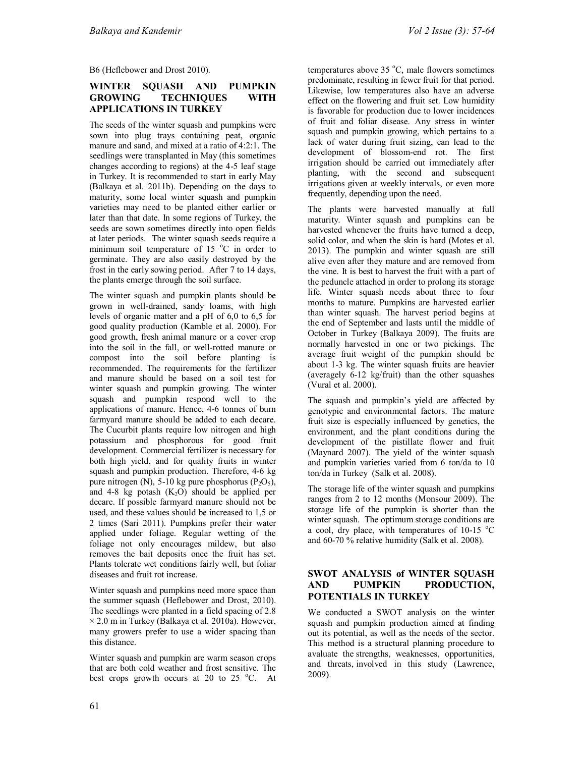B6 (Heflebower and Drost 2010).

## WINTER SQUASH AND PUMPKIN GROWING TECHNIQUES WITH APPLICATIONS IN TURKEY

The seeds of the winter squash and pumpkins were sown into plug trays containing peat, organic manure and sand, and mixed at a ratio of 4:2:1. The seedlings were transplanted in May (this sometimes changes according to regions) at the 4-5 leaf stage in Turkey. It is recommended to start in early May (Balkaya et al. 2011b). Depending on the days to maturity, some local winter squash and pumpkin varieties may need to be planted either earlier or later than that date. In some regions of Turkey, the seeds are sown sometimes directly into open fields at later periods. The winter squash seeds require a minimum soil temperature of 15 °C in order to germinate. They are also easily destroyed by the frost in the early sowing period. After 7 to 14 days, the plants emerge through the soil surface.

The winter squash and pumpkin plants should be grown in well-drained, sandy loams, with high levels of organic matter and a pH of 6,0 to 6,5 for good quality production (Kamble et al. 2000). For good growth, fresh animal manure or a cover crop into the soil in the fall, or well-rotted manure or compost into the soil before planting is recommended. The requirements for the fertilizer and manure should be based on a soil test for winter squash and pumpkin growing. The winter squash and pumpkin respond well to the applications of manure. Hence, 4-6 tonnes of burn farmyard manure should be added to each decare. The Cucurbit plants require low nitrogen and high potassium and phosphorous for good fruit development. Commercial fertilizer is necessary for both high yield, and for quality fruits in winter squash and pumpkin production. Therefore, 4-6 kg pure nitrogen (N), 5-10 kg pure phosphorus ($P_2O_5$), and 4-8 kg potash ($K_2O$) should be applied per decare. If possible farmyard manure should not be used, and these values should be increased to 1,5 or 2 times (Sari 2011). Pumpkins prefer their water applied under foliage. Regular wetting of the foliage not only encourages mildew, but also removes the bait deposits once the fruit has set. Plants tolerate wet conditions fairly well, but foliar diseases and fruit rot increase.

Winter squash and pumpkins need more space than the summer squash (Heflebower and Drost, 2010). The seedlings were planted in a field spacing of 2.8 × 2.0 m in Turkey (Balkaya et al. 2010a). However, many growers prefer to use a wider spacing than this distance.

Winter squash and pumpkin are warm season crops that are both cold weather and frost sensitive. The best crops growth occurs at 20 to 25 °C. At temperatures above 35 °C, male flowers sometimes predominate, resulting in fewer fruit for that period. Likewise, low temperatures also have an adverse effect on the flowering and fruit set. Low humidity is favorable for production due to lower incidences of fruit and foliar disease. Any stress in winter squash and pumpkin growing, which pertains to a lack of water during fruit sizing, can lead to the development of blossom-end rot. The first irrigation should be carried out immediately after planting, with the second and subsequent irrigations given at weekly intervals, or even more frequently, depending upon the need.

The plants were harvested manually at full maturity. Winter squash and pumpkins can be harvested whenever the fruits have turned a deep, solid color, and when the skin is hard (Motes et al. 2013). The pumpkin and winter squash are still alive even after they mature and are removed from the vine. It is best to harvest the fruit with a part of the peduncle attached in order to prolong its storage life. Winter squash needs about three to four months to mature. Pumpkins are harvested earlier than winter squash. The harvest period begins at the end of September and lasts until the middle of October in Turkey (Balkaya 2009). The fruits are normally harvested in one or two pickings. The average fruit weight of the pumpkin should be about 1-3 kg. The winter squash fruits are heavier (averagely 6-12 kg/fruit) than the other squashes (Vural et al. 2000).

The squash and pumpkin's yield are affected by genotypic and environmental factors. The mature fruit size is especially influenced by genetics, the environment, and the plant conditions during the development of the pistillate flower and fruit (Maynard 2007). The yield of the winter squash and pumpkin varieties varied from 6 ton/da to 10 ton/da in Turkey (Salk et al. 2008).

The storage life of the winter squash and pumpkins ranges from 2 to 12 months (Monsour 2009). The storage life of the pumpkin is shorter than the winter squash. The optimum storage conditions are a cool, dry place, with temperatures of 10-15 °C and 60-70 % relative humidity (Salk et al. 2008).

## SWOT ANALYSIS of WINTER SQUASH AND PUMPKIN PRODUCTION, POTENTIALS IN TURKEY

We conducted a SWOT analysis on the winter squash and pumpkin production aimed at finding out its potential, as well as the needs of the sector. This method is a structural planning procedure to evaluate the strengths, weaknesses, opportunities, and threats, involved in this study (Lawrence, 2009).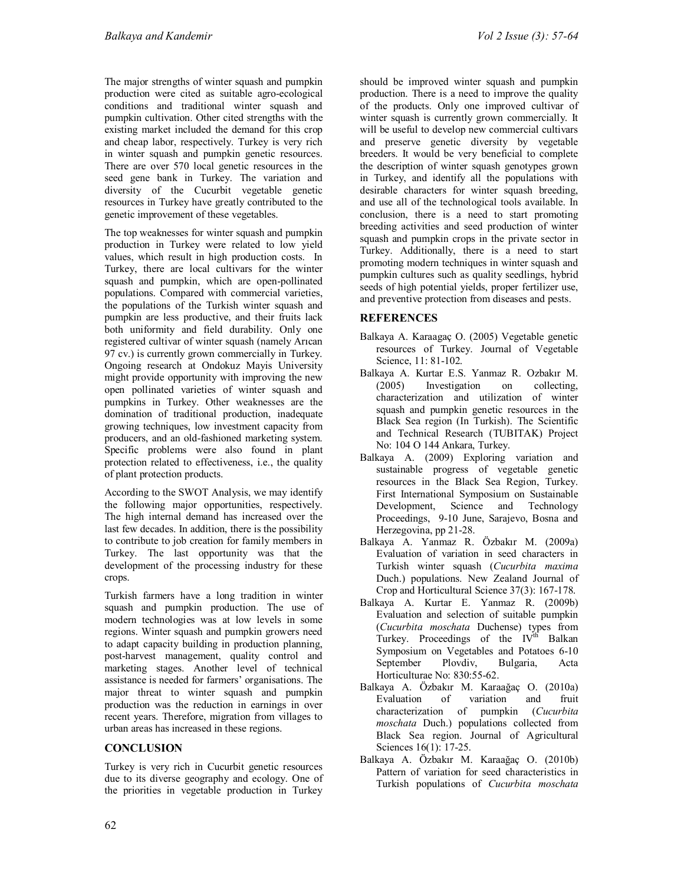The major strengths of winter squash and pumpkin production were cited as suitable agro-ecological conditions and traditional winter squash and pumpkin cultivation. Other cited strengths with the existing market included the demand for this crop and cheap labor, respectively. Turkey is very rich in winter squash and pumpkin genetic resources. There are over 570 local genetic resources in the seed gene bank in Turkey. The variation and diversity of the Cucurbit vegetable genetic resources in Turkey have greatly contributed to the genetic improvement of these vegetables.

The top weaknesses for winter squash and pumpkin production in Turkey were related to low yield values, which result in high production costs. In Turkey, there are local cultivars for the winter squash and pumpkin, which are open-pollinated populations. Compared with commercial varieties, the populations of the Turkish winter squash and pumpkin are less productive, and their fruits lack both uniformity and field durability. Only one registered cultivar of winter squash (namely Arıcan 97 cv.) is currently grown commercially in Turkey. Ongoing research at Ondokuz Mayis University might provide opportunity with improving the new open pollinated varieties of winter squash and pumpkins in Turkey. Other weaknesses are the domination of traditional production, inadequate growing techniques, low investment capacity from producers, and an old-fashioned marketing system. Specific problems were also found in plant protection related to effectiveness, i.e., the quality of plant protection products.

According to the SWOT Analysis, we may identify the following major opportunities, respectively. The high internal demand has increased over the last few decades. In addition, there is the possibility to contribute to job creation for family members in Turkey. The last opportunity was that the development of the processing industry for these crops.

Turkish farmers have a long tradition in winter squash and pumpkin production. The use of modern technologies was at low levels in some regions. Winter squash and pumpkin growers need to adapt capacity building in production planning, post-harvest management, quality control and marketing stages. Another level of technical assistance is needed for farmers' organisations. The major threat to winter squash and pumpkin production was the reduction in earnings in over recent years. Therefore, migration from villages to urban areas has increased in these regions.

## CONCLUSION

Turkey is very rich in Cucurbit genetic resources due to its diverse geography and ecology. One of the priorities in vegetable production in Turkey should be improved winter squash and pumpkin production. There is a need to improve the quality of the products. Only one improved cultivar of winter squash is currently grown commercially. It will be useful to develop new commercial cultivars and preserve genetic diversity by vegetable breeders. It would be very beneficial to complete the description of winter squash genotypes grown in Turkey, and identify all the populations with desirable characters for winter squash breeding, and use all of the technological tools available. In conclusion, there is a need to start promoting breeding activities and seed production of winter squash and pumpkin crops in the private sector in Turkey. Additionally, there is a need to start promoting modern techniques in winter squash and pumpkin cultures such as quality seedlings, hybrid seeds of high potential yields, proper fertilizer use, and preventive protection from diseases and pests.

## REFERENCES

Balkaya A. Karaagaç O. (2005) Vegetable genetic resources of Turkey. Journal of Vegetable Science, 11: 81-102.

Balkaya A. Kurtar E.S. Yanmaz R. Ozbakır M. (2005) Investigation on collecting, characterization and utilization of winter squash and pumpkin genetic resources in the Black Sea region (In Turkish). The Scientific and Technical Research (TUBITAK) Project No: 104 O 144 Ankara, Turkey.

Balkaya A. (2009) Exploring variation and sustainable progress of vegetable genetic resources in the Black Sea Region, Turkey. First International Symposium on Sustainable Development, Science and Technology Proceedings, 9-10 June, Sarajevo, Bosna and Herzegovina, pp 21-28.

Balkaya A. Yanmaz R. Özbakır M. (2009a) Evaluation of variation in seed characters in Turkish winter squash (*Cucurbita maxima* Duch.) populations. New Zealand Journal of Crop and Horticultural Science 37(3): 167-178.

Balkaya A. Kurtar E. Yanmaz R. (2009b) Evaluation and selection of suitable pumpkin (*Cucurbita moschata* Duchense) types from Turkey. Proceedings of the IV$^{th}$ Balkan Symposium on Vegetables and Potatoes 6-10 September Plovdiv, Bulgaria, Acta Horticulturae No: 830:55-62.

Balkaya A. Özbakır M. Karaağaç O. (2010a) Evaluation of variation and fruit characterization of pumpkin (*Cucurbita moschata* Duch.) populations collected from Black Sea region. Journal of Agricultural Sciences 16(1): 17-25.

Balkaya A. Özbakır M. Karaağaç O. (2010b) Pattern of variation for seed characteristics in Turkish populations of *Cucurbita moschata*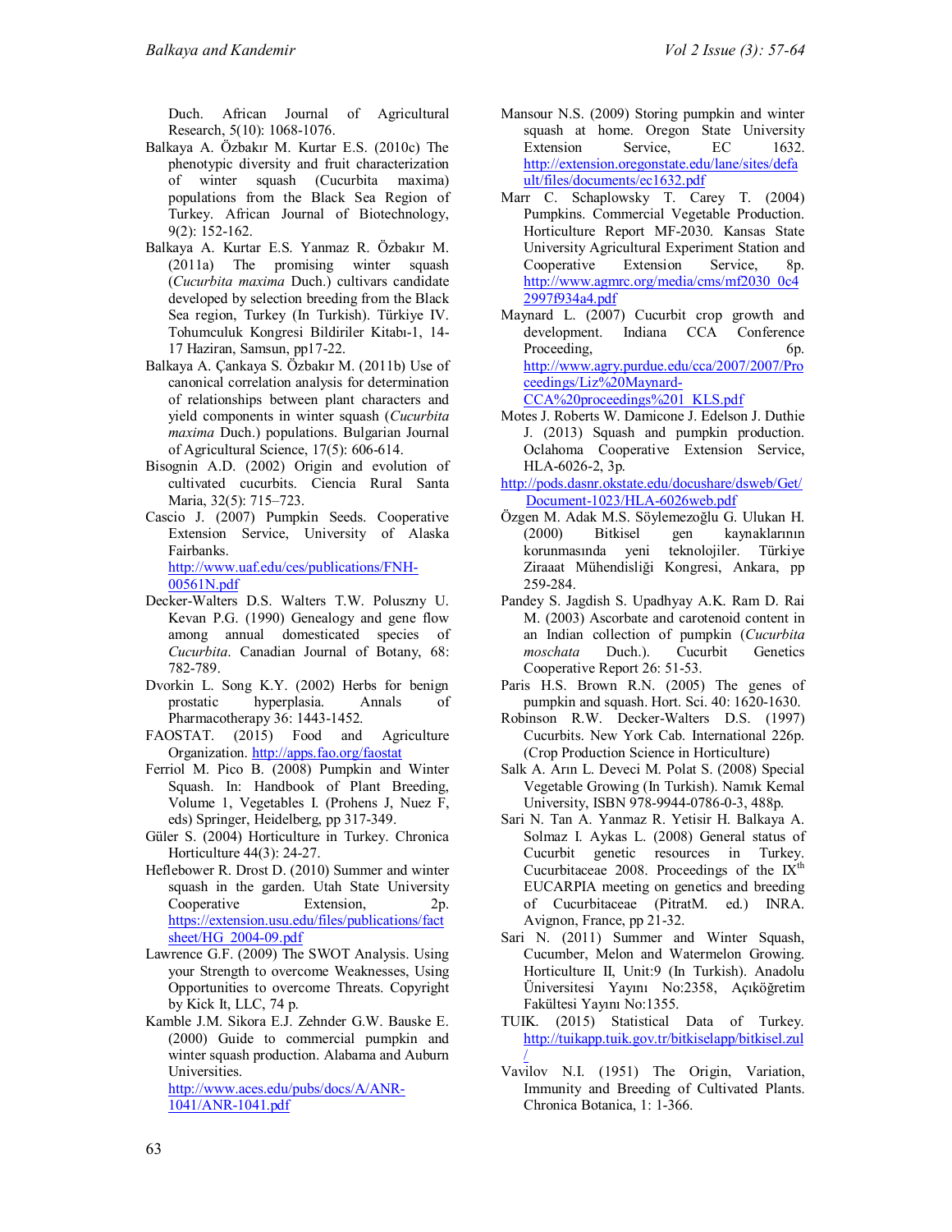Duch. African Journal of Agricultural Research, 5(10): 1068-1076.

Balkaya A. Özbakır M. Kurtar E.S. (2010c) The phenotypic diversity and fruit characterization of winter squash (Cucurbita maxima) populations from the Black Sea Region of Turkey. African Journal of Biotechnology, 9(2): 152-162.

Balkaya A. Kurtar E.S. Yanmaz R. Özbakır M. (2011a) The promising winter squash (*Cucurbita maxima* Duch.) cultivars candidate developed by selection breeding from the Black Sea region, Turkey (In Turkish). Türkiye IV. Tohumculuk Kongresi Bildiriler Kitabı-1, 14-17 Haziran, Samsun, pp17-22.

Balkaya A. Çankaya S. Özbakır M. (2011b) Use of canonical correlation analysis for determination of relationships between plant characters and yield components in winter squash (*Cucurbita maxima* Duch.) populations. Bulgarian Journal of Agricultural Science, 17(5): 606-614.

Bisognin A.D. (2002) Origin and evolution of cultivated cucurbits. Ciencia Rural Santa Maria, 32(5): 715–723.

Cascio J. (2007) Pumpkin Seeds. Cooperative Extension Service, University of Alaska Fairbanks. http://www.uaf.edu/ces/publications/FNH-00561N.pdf

Decker-Walters D.S. Walters T.W. Posluszny U. Kevan P.G. (1990) Genealogy and gene flow among annual domesticated species of *Cucurbita*. Canadian Journal of Botany, 68: 782-789.

Dvorkin L. Song K.Y. (2002) Herbs for benign prostatic hyperplasia. Annals of Pharmacotherapy 36: 1443-1452.

FAOSTAT. (2015) Food and Agriculture Organization. http://apps.fao.org/faostat

Ferriol M. Pico B. (2008) Pumpkin and Winter Squash. In: Handbook of Plant Breeding, Volume 1, Vegetables I. (Prohens J, Nuez F, eds) Springer, Heidelberg, pp 317-349.

Güler S. (2004) Horticulture in Turkey. Chronica Horticulture 44(3): 24-27.

Heflebower R. Drost D. (2010) Summer and winter squash in the garden. Utah State University Cooperative Extension, 2p. https://extension.usu.edu/files/publications/factsheet/HG_2004-09.pdf

Lawrence G.F. (2009) The SWOT Analysis. Using your Strength to overcome Weaknesses, Using Opportunities to overcome Threats. Copyright by Kick It, LLC, 74 p.

Kamble J.M. Sikora E.J. Zehnder G.W. Bauske E. (2000) Guide to commercial pumpkin and winter squash production. Alabama and Auburn Universities. http://www.aces.edu/pubs/docs/A/ANR-1041/ANR-1041.pdf

Mansour N.S. (2009) Storing pumpkin and winter squash at home. Oregon State University Extension Service, EC 1632. http://extension.oregonstate.edu/lane/sites/default/files/documents/ec1632.pdf

Marr C. Schaplowsky T. Carey T. (2004) Pumpkins. Commercial Vegetable Production. Horticulture Report MF-2030. Kansas State University Agricultural Experiment Station and Cooperative Extension Service, 8p. http://www.agmrc.org/media/cms/mf2030_0c42997f934a4.pdf

Maynard L. (2007) Cucurbit crop growth and development. Indiana CCA Conference Proceeding, 6p. http://www.agry.purdue.edu/cca/2007/2007/Proceedings/Liz%20Maynard-CCA%20proceedings%201_KLS.pdf

Motes J. Roberts W. Damicone J. Edelson J. Duthie J. (2013) Squash and pumpkin production. Oclahoma Cooperative Extension Service, HLA-6026-2, 3p. http://pods.dasnr.okstate.edu/docushare/dsweb/Get/Document-1023/HLA-6026web.pdf

Özgen M. Adak M.S. Söylemezoğlu G. Ulukan H. (2000) Bitkisel gen kaynaklarının korunmasında yeni teknolojiler. Türkiye Ziraaat Mühendisliği Kongresi, Ankara, pp 259-284.

Pandey S. Jagdish S. Upadhyay A.K. Ram D. Rai M. (2003) Ascorbate and carotenoid content in an Indian collection of pumpkin (*Cucurbita moschata* Duch.). Cucurbit Genetics Cooperative Report 26: 51-53.

Paris H.S. Brown R.N. (2005) The genes of pumpkin and squash. Hort. Sci. 40: 1620-1630.

Robinson R.W. Decker-Walters D.S. (1997) Cucurbits. New York Cab. International 226p. (Crop Production Science in Horticulture)

Salk A. Arın L. Deveci M. Polat S. (2008) Special Vegetable Growing (In Turkish). Namık Kemal University, ISBN 978-9944-0786-0-3, 488p.

Sari N. Tan A. Yanmaz R. Yetisir H. Balkaya A. Solmaz I. Aykas L. (2008) General status of Cucurbit genetic resources in Turkey. Cucurbitaceae 2008. Proceedings of the IX$^{th}$ EUCARPIA meeting on genetics and breeding of Cucurbitaceae (PitratM. ed.) INRA. Avignon, France, pp 21-32.

Sari N. (2011) Summer and Winter Squash, Cucumber, Melon and Watermelon Growing. Horticulture II, Unit:9 (In Turkish). Anadolu Üniversitesi Yayını No:2358, Açıköğretim Fakültesi Yayını No:1355.

TUIK. (2015) Statistical Data of Turkey. http://tuikapp.tuik.gov.tr/bitkiselapp/bitkisel.zul/

Vavilov N.I. (1951) The Origin, Variation, Immunity and Breeding of Cultivated Plants. Chronica Botanica, 1: 1-366.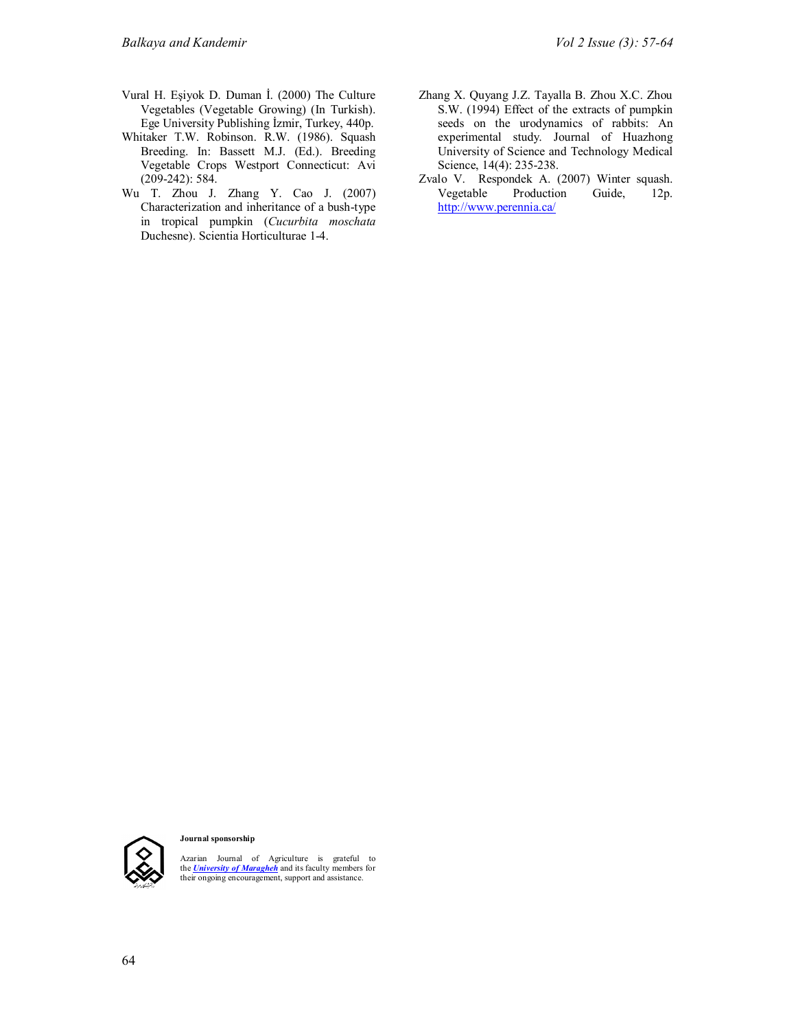Vural H. Eşiyok D. Duman İ. (2000) The Culture Vegetables (Vegetable Growing) (In Turkish). Ege University Publishing İzmir, Turkey, 440p.

Whitaker T.W. Robinson. R.W. (1986). Squash Breeding. In: Bassett M.J. (Ed.). Breeding Vegetable Crops Westport Connecticut: Avi (209-242): 584.

Wu T. Zhou J. Zhang Y. Cao J. (2007) Characterization and inheritance of a bush-type in tropical pumpkin (*Cucurbita moschata* Duchesne). Scientia Horticulturae 1-4.

Zhang X. Quyang J.Z. Tayalla B. Zhou X.C. Zhou S.W. (1994) Effect of the extracts of pumpkin seeds on the urodynamics of rabbits: An experimental study. Journal of Huazhong University of Science and Technology Medical Science, 14(4): 235-238.

Zvalo V. Respondek A. (2007) Winter squash. Vegetable Production Guide, 12p. http://www.perennia.ca/

**Journal sponsorship**

Azarian Journal of Agriculture is grateful to the ***University of Maragheh*** and its faculty members for their ongoing encouragement, support and assistance.